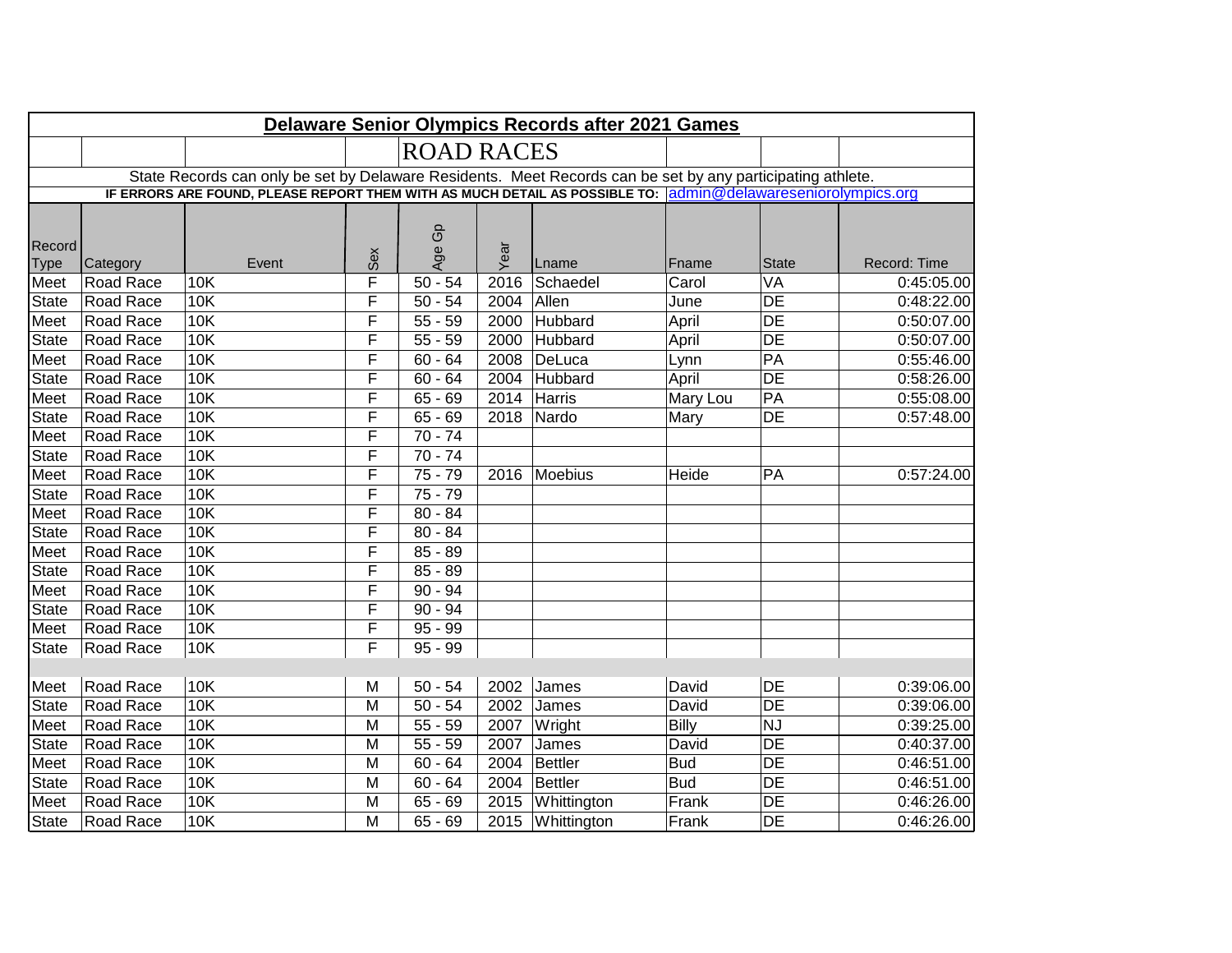# Delaware Senior Olympics Records after 2021 Games

## ROAD RACES

State Records can only be set by Delaware Residents. Meet Records can be set by any participating athlete.

**IF ERRORS ARE FOUND, PLEASE REPORT THEM WITH AS MUCH DETAIL AS POSSIBLE TO:** admin@delawareseniorolympics.org

| Record Type | Category | Event | Sex | Age Gp | Year | Lname | Fname | State | Record: Time |
|---|---|---|---|---|---|---|---|---|---|
| Meet | Road Race | 10K | F | 50 - 54 | 2016 | Schaedel | Carol | VA | 0:45:05.00 |
| State | Road Race | 10K | F | 50 - 54 | 2004 | Allen | June | DE | 0:48:22.00 |
| Meet | Road Race | 10K | F | 55 - 59 | 2000 | Hubbard | April | DE | 0:50:07.00 |
| State | Road Race | 10K | F | 55 - 59 | 2000 | Hubbard | April | DE | 0:50:07.00 |
| Meet | Road Race | 10K | F | 60 - 64 | 2008 | DeLuca | Lynn | PA | 0:55:46.00 |
| State | Road Race | 10K | F | 60 - 64 | 2004 | Hubbard | April | DE | 0:58:26.00 |
| Meet | Road Race | 10K | F | 65 - 69 | 2014 | Harris | Mary Lou | PA | 0:55:08.00 |
| State | Road Race | 10K | F | 65 - 69 | 2018 | Nardo | Mary | DE | 0:57:48.00 |
| Meet | Road Race | 10K | F | 70 - 74 | | | | | |
| State | Road Race | 10K | F | 70 - 74 | | | | | |
| Meet | Road Race | 10K | F | 75 - 79 | 2016 | Moebius | Heide | PA | 0:57:24.00 |
| State | Road Race | 10K | F | 75 - 79 | | | | | |
| Meet | Road Race | 10K | F | 80 - 84 | | | | | |
| State | Road Race | 10K | F | 80 - 84 | | | | | |
| Meet | Road Race | 10K | F | 85 - 89 | | | | | |
| State | Road Race | 10K | F | 85 - 89 | | | | | |
| Meet | Road Race | 10K | F | 90 - 94 | | | | | |
| State | Road Race | 10K | F | 90 - 94 | | | | | |
| Meet | Road Race | 10K | F | 95 - 99 | | | | | |
| State | Road Race | 10K | F | 95 - 99 | | | | | |
| | | | | | | | | | |
| Meet | Road Race | 10K | M | 50 - 54 | 2002 | James | David | DE | 0:39:06.00 |
| State | Road Race | 10K | M | 50 - 54 | 2002 | James | David | DE | 0:39:06.00 |
| Meet | Road Race | 10K | M | 55 - 59 | 2007 | Wright | Billy | NJ | 0:39:25.00 |
| State | Road Race | 10K | M | 55 - 59 | 2007 | James | David | DE | 0:40:37.00 |
| Meet | Road Race | 10K | M | 60 - 64 | 2004 | Bettler | Bud | DE | 0:46:51.00 |
| State | Road Race | 10K | M | 60 - 64 | 2004 | Bettler | Bud | DE | 0:46:51.00 |
| Meet | Road Race | 10K | M | 65 - 69 | 2015 | Whittington | Frank | DE | 0:46:26.00 |
| State | Road Race | 10K | M | 65 - 69 | 2015 | Whittington | Frank | DE | 0:46:26.00 |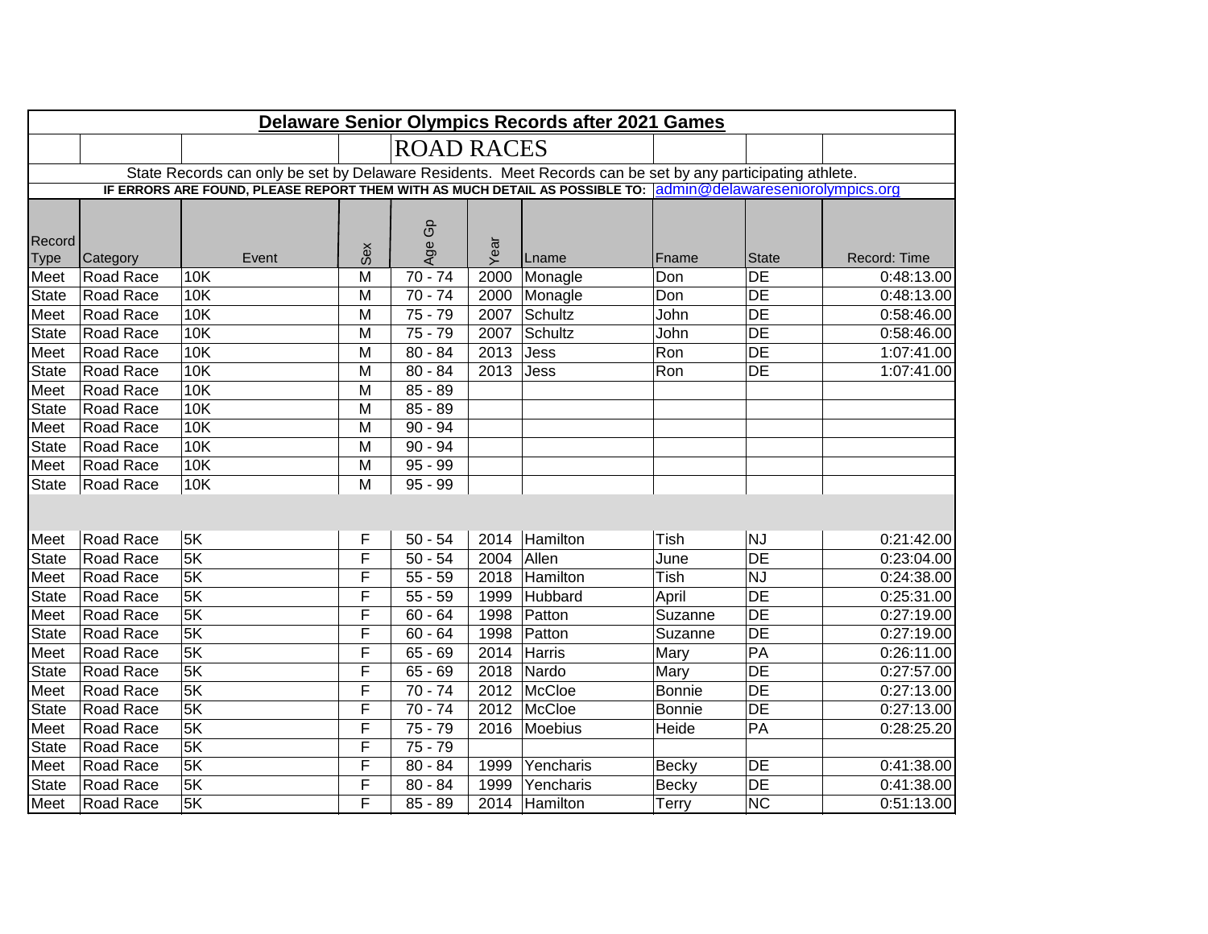**Delaware Senior Olympics Records after 2021 Games**

ROAD RACES

State Records can only be set by Delaware Residents. Meet Records can be set by any participating athlete.

**IF ERRORS ARE FOUND, PLEASE REPORT THEM WITH AS MUCH DETAIL AS POSSIBLE TO:** admin@delawareseniorolympics.org

| Record Type | Category | Event | Sex | Age Gp | Year | Lname | Fname | State | Record: Time |
|---|---|---|---|---|---|---|---|---|---|
| Meet | Road Race | 10K | M | 70 - 74 | 2000 | Monagle | Don | DE | 0:48:13.00 |
| State | Road Race | 10K | M | 70 - 74 | 2000 | Monagle | Don | DE | 0:48:13.00 |
| Meet | Road Race | 10K | M | 75 - 79 | 2007 | Schultz | John | DE | 0:58:46.00 |
| State | Road Race | 10K | M | 75 - 79 | 2007 | Schultz | John | DE | 0:58:46.00 |
| Meet | Road Race | 10K | M | 80 - 84 | 2013 | Jess | Ron | DE | 1:07:41.00 |
| State | Road Race | 10K | M | 80 - 84 | 2013 | Jess | Ron | DE | 1:07:41.00 |
| Meet | Road Race | 10K | M | 85 - 89 | | | | | |
| State | Road Race | 10K | M | 85 - 89 | | | | | |
| Meet | Road Race | 10K | M | 90 - 94 | | | | | |
| State | Road Race | 10K | M | 90 - 94 | | | | | |
| Meet | Road Race | 10K | M | 95 - 99 | | | | | |
| State | Road Race | 10K | M | 95 - 99 | | | | | |
| | | | | | | | | | |
| Meet | Road Race | 5K | F | 50 - 54 | 2014 | Hamilton | Tish | NJ | 0:21:42.00 |
| State | Road Race | 5K | F | 50 - 54 | 2004 | Allen | June | DE | 0:23:04.00 |
| Meet | Road Race | 5K | F | 55 - 59 | 2018 | Hamilton | Tish | NJ | 0:24:38.00 |
| State | Road Race | 5K | F | 55 - 59 | 1999 | Hubbard | April | DE | 0:25:31.00 |
| Meet | Road Race | 5K | F | 60 - 64 | 1998 | Patton | Suzanne | DE | 0:27:19.00 |
| State | Road Race | 5K | F | 60 - 64 | 1998 | Patton | Suzanne | DE | 0:27:19.00 |
| Meet | Road Race | 5K | F | 65 - 69 | 2014 | Harris | Mary | PA | 0:26:11.00 |
| State | Road Race | 5K | F | 65 - 69 | 2018 | Nardo | Mary | DE | 0:27:57.00 |
| Meet | Road Race | 5K | F | 70 - 74 | 2012 | McCloe | Bonnie | DE | 0:27:13.00 |
| State | Road Race | 5K | F | 70 - 74 | 2012 | McCloe | Bonnie | DE | 0:27:13.00 |
| Meet | Road Race | 5K | F | 75 - 79 | 2016 | Moebius | Heide | PA | 0:28:25.20 |
| State | Road Race | 5K | F | 75 - 79 | | | | | |
| Meet | Road Race | 5K | F | 80 - 84 | 1999 | Yencharis | Becky | DE | 0:41:38.00 |
| State | Road Race | 5K | F | 80 - 84 | 1999 | Yencharis | Becky | DE | 0:41:38.00 |
| Meet | Road Race | 5K | F | 85 - 89 | 2014 | Hamilton | Terry | NC | 0:51:13.00 |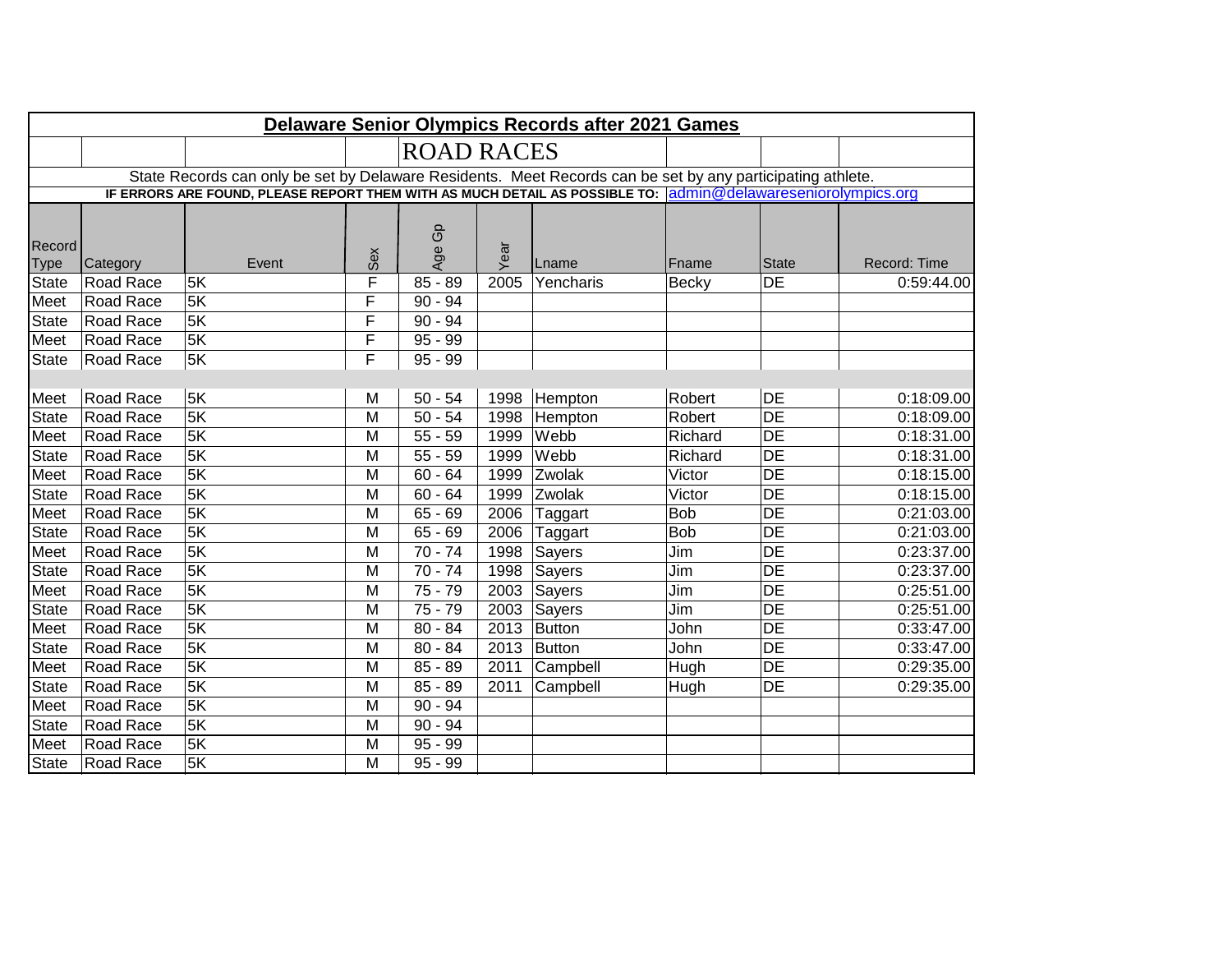## Delaware Senior Olympics Records after 2021 Games

### ROAD RACES

State Records can only be set by Delaware Residents. Meet Records can be set by any participating athlete.

**IF ERRORS ARE FOUND, PLEASE REPORT THEM WITH AS MUCH DETAIL AS POSSIBLE TO:** admin@delawareseniorolympics.org

| Record Type | Category | Event | Sex | Age Gp | Year | Lname | Fname | State | Record: Time |
|---|---|---|---|---|---|---|---|---|---|
| State | Road Race | 5K | F | 85 - 89 | 2005 | Yencharis | Becky | DE | 0:59:44.00 |
| Meet | Road Race | 5K | F | 90 - 94 | | | | | |
| State | Road Race | 5K | F | 90 - 94 | | | | | |
| Meet | Road Race | 5K | F | 95 - 99 | | | | | |
| State | Road Race | 5K | F | 95 - 99 | | | | | |
| | | | | | | | | | |
| Meet | Road Race | 5K | M | 50 - 54 | 1998 | Hempton | Robert | DE | 0:18:09.00 |
| State | Road Race | 5K | M | 50 - 54 | 1998 | Hempton | Robert | DE | 0:18:09.00 |
| Meet | Road Race | 5K | M | 55 - 59 | 1999 | Webb | Richard | DE | 0:18:31.00 |
| State | Road Race | 5K | M | 55 - 59 | 1999 | Webb | Richard | DE | 0:18:31.00 |
| Meet | Road Race | 5K | M | 60 - 64 | 1999 | Zwolak | Victor | DE | 0:18:15.00 |
| State | Road Race | 5K | M | 60 - 64 | 1999 | Zwolak | Victor | DE | 0:18:15.00 |
| Meet | Road Race | 5K | M | 65 - 69 | 2006 | Taggart | Bob | DE | 0:21:03.00 |
| State | Road Race | 5K | M | 65 - 69 | 2006 | Taggart | Bob | DE | 0:21:03.00 |
| Meet | Road Race | 5K | M | 70 - 74 | 1998 | Sayers | Jim | DE | 0:23:37.00 |
| State | Road Race | 5K | M | 70 - 74 | 1998 | Sayers | Jim | DE | 0:23:37.00 |
| Meet | Road Race | 5K | M | 75 - 79 | 2003 | Sayers | Jim | DE | 0:25:51.00 |
| State | Road Race | 5K | M | 75 - 79 | 2003 | Sayers | Jim | DE | 0:25:51.00 |
| Meet | Road Race | 5K | M | 80 - 84 | 2013 | Button | John | DE | 0:33:47.00 |
| State | Road Race | 5K | M | 80 - 84 | 2013 | Button | John | DE | 0:33:47.00 |
| Meet | Road Race | 5K | M | 85 - 89 | 2011 | Campbell | Hugh | DE | 0:29:35.00 |
| State | Road Race | 5K | M | 85 - 89 | 2011 | Campbell | Hugh | DE | 0:29:35.00 |
| Meet | Road Race | 5K | M | 90 - 94 | | | | | |
| State | Road Race | 5K | M | 90 - 94 | | | | | |
| Meet | Road Race | 5K | M | 95 - 99 | | | | | |
| State | Road Race | 5K | M | 95 - 99 | | | | | |